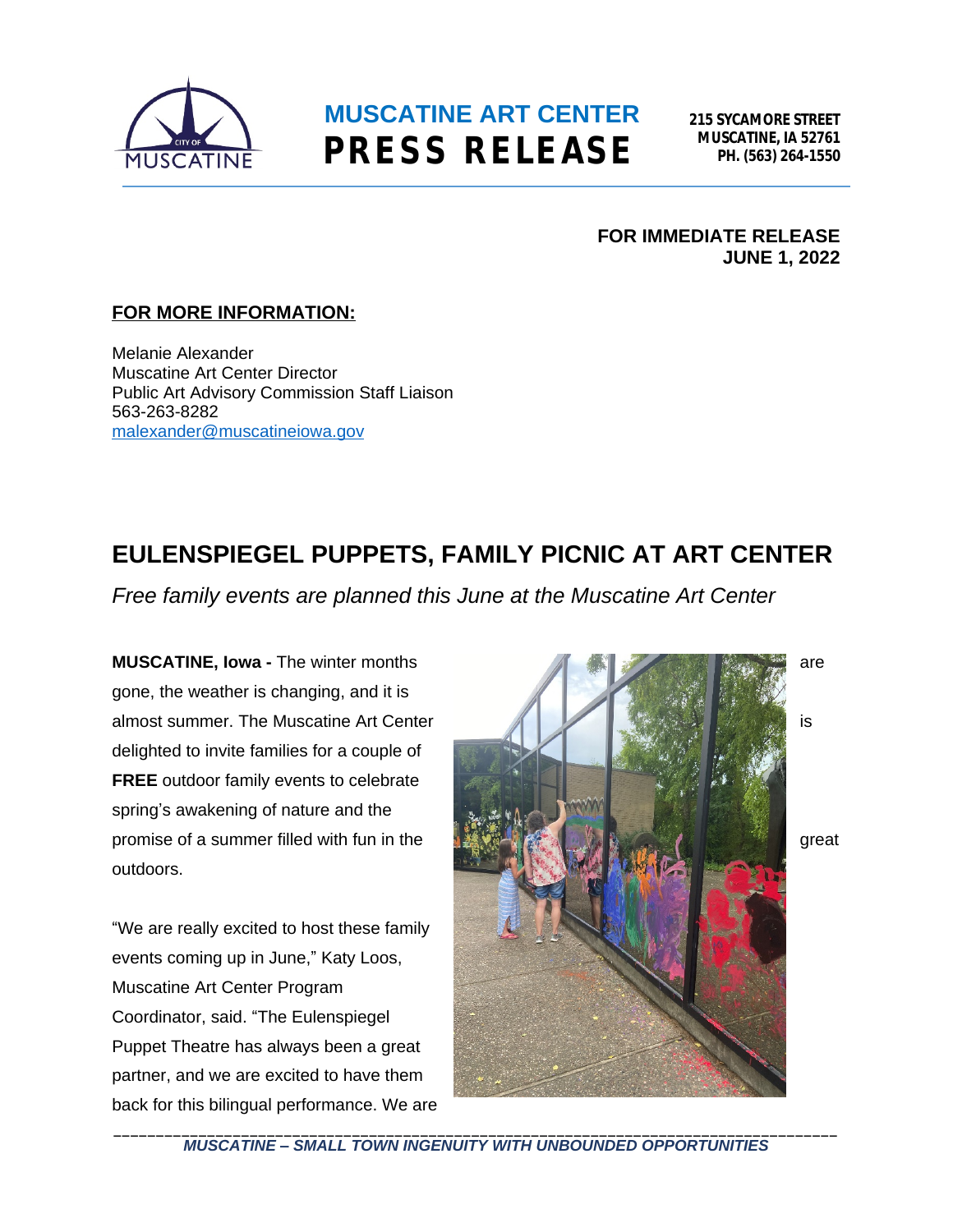# MUSCATINE ART CENTER
# PRESS RELEASE

215 SYCAMORE STREET
MUSCATINE, IA 52761
PH. (563) 264-1550

**FOR IMMEDIATE RELEASE**
**JUNE 1, 2022**

**FOR MORE INFORMATION:**

Melanie Alexander
Muscatine Art Center Director
Public Art Advisory Commission Staff Liaison
563-263-8282
malexander@muscatineiowa.gov

## EULENSPIEGEL PUPPETS, FAMILY PICNIC AT ART CENTER

*Free family events are planned this June at the Muscatine Art Center*

**MUSCATINE, Iowa -** The winter months are gone, the weather is changing, and it is almost summer. The Muscatine Art Center is delighted to invite families for a couple of **FREE** outdoor family events to celebrate spring's awakening of nature and the promise of a summer filled with fun in the great outdoors.

"We are really excited to host these family events coming up in June," Katy Loos, Muscatine Art Center Program Coordinator, said. "The Eulenspiegel Puppet Theatre has always been a great partner, and we are excited to have them back for this bilingual performance. We are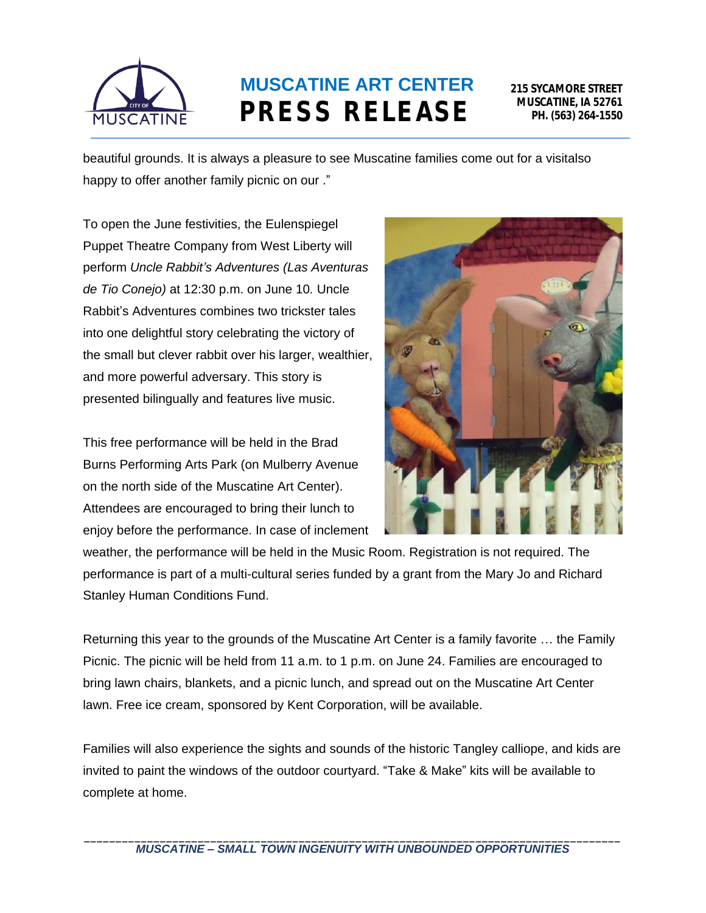beautiful grounds. It is always a pleasure to see Muscatine families come out for a visitalso happy to offer another family picnic on our ."

To open the June festivities, the Eulenspiegel Puppet Theatre Company from West Liberty will perform *Uncle Rabbit's Adventures (Las Aventuras de Tio Conejo)* at 12:30 p.m. on June 10. Uncle Rabbit's Adventures combines two trickster tales into one delightful story celebrating the victory of the small but clever rabbit over his larger, wealthier, and more powerful adversary. This story is presented bilingually and features live music.

This free performance will be held in the Brad Burns Performing Arts Park (on Mulberry Avenue on the north side of the Muscatine Art Center). Attendees are encouraged to bring their lunch to enjoy before the performance. In case of inclement weather, the performance will be held in the Music Room. Registration is not required. The performance is part of a multi-cultural series funded by a grant from the Mary Jo and Richard Stanley Human Conditions Fund.

Returning this year to the grounds of the Muscatine Art Center is a family favorite … the Family Picnic. The picnic will be held from 11 a.m. to 1 p.m. on June 24. Families are encouraged to bring lawn chairs, blankets, and a picnic lunch, and spread out on the Muscatine Art Center lawn. Free ice cream, sponsored by Kent Corporation, will be available.

Families will also experience the sights and sounds of the historic Tangley calliope, and kids are invited to paint the windows of the outdoor courtyard. "Take & Make" kits will be available to complete at home.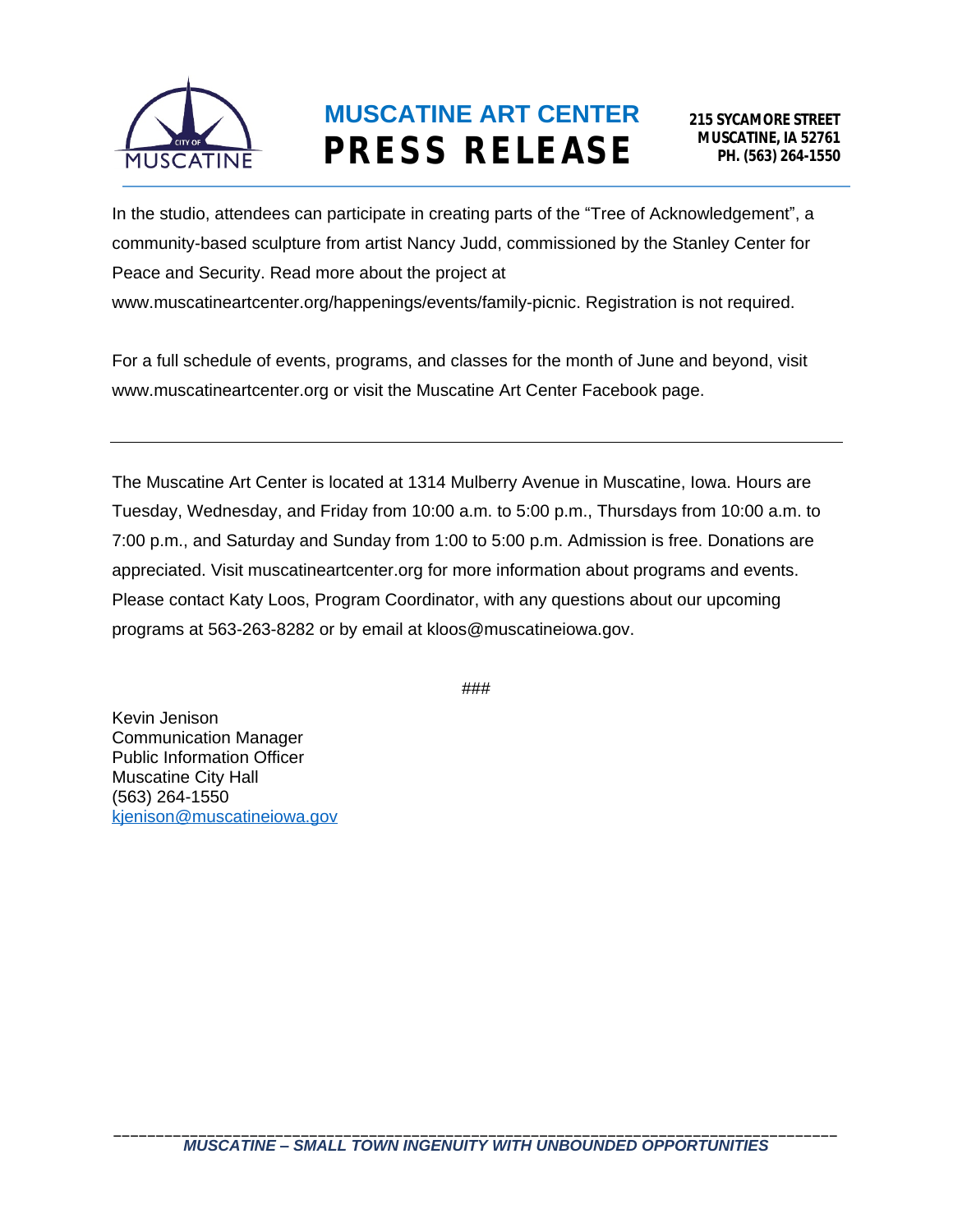In the studio, attendees can participate in creating parts of the "Tree of Acknowledgement", a community-based sculpture from artist Nancy Judd, commissioned by the Stanley Center for Peace and Security. Read more about the project at www.muscatineartcenter.org/happenings/events/family-picnic. Registration is not required.

For a full schedule of events, programs, and classes for the month of June and beyond, visit www.muscatineartcenter.org or visit the Muscatine Art Center Facebook page.

---

The Muscatine Art Center is located at 1314 Mulberry Avenue in Muscatine, Iowa. Hours are Tuesday, Wednesday, and Friday from 10:00 a.m. to 5:00 p.m., Thursdays from 10:00 a.m. to 7:00 p.m., and Saturday and Sunday from 1:00 to 5:00 p.m. Admission is free. Donations are appreciated. Visit muscatineartcenter.org for more information about programs and events. Please contact Katy Loos, Program Coordinator, with any questions about our upcoming programs at 563-263-8282 or by email at kloos@muscatineiowa.gov.

###

Kevin Jenison
Communication Manager
Public Information Officer
Muscatine City Hall
(563) 264-1550
kjenison@muscatineiowa.gov